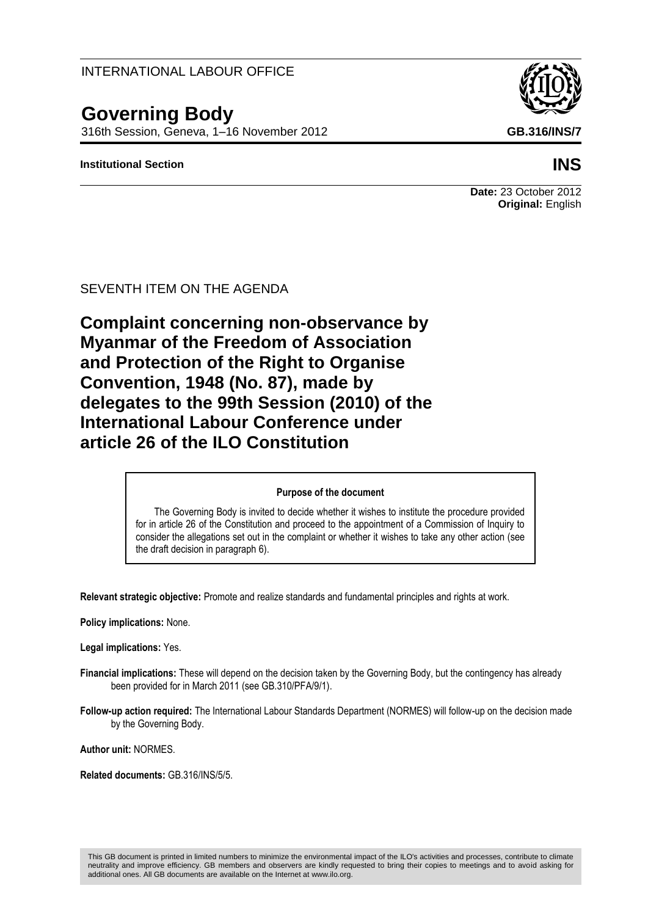INTERNATIONAL LABOUR OFFICE

# Governing Body

316th Session, Geneva, 1–16 November 2012

**GB.316/INS/7**

**Institutional Section**

**INS**

**Date:** 23 October 2012
**Original:** English

SEVENTH ITEM ON THE AGENDA

## Complaint concerning non-observance by Myanmar of the Freedom of Association and Protection of the Right to Organise Convention, 1948 (No. 87), made by delegates to the 99th Session (2010) of the International Labour Conference under article 26 of the ILO Constitution

**Purpose of the document**

The Governing Body is invited to decide whether it wishes to institute the procedure provided for in article 26 of the Constitution and proceed to the appointment of a Commission of Inquiry to consider the allegations set out in the complaint or whether it wishes to take any other action (see the draft decision in paragraph 6).

**Relevant strategic objective:** Promote and realize standards and fundamental principles and rights at work.

**Policy implications:** None.

**Legal implications:** Yes.

**Financial implications:** These will depend on the decision taken by the Governing Body, but the contingency has already been provided for in March 2011 (see GB.310/PFA/9/1).

**Follow-up action required:** The International Labour Standards Department (NORMES) will follow-up on the decision made by the Governing Body.

**Author unit:** NORMES.

**Related documents:** GB.316/INS/5/5.

This GB document is printed in limited numbers to minimize the environmental impact of the ILO's activities and processes, contribute to climate neutrality and improve efficiency. GB members and observers are kindly requested to bring their copies to meetings and to avoid asking for additional ones. All GB documents are available on the Internet at www.ilo.org.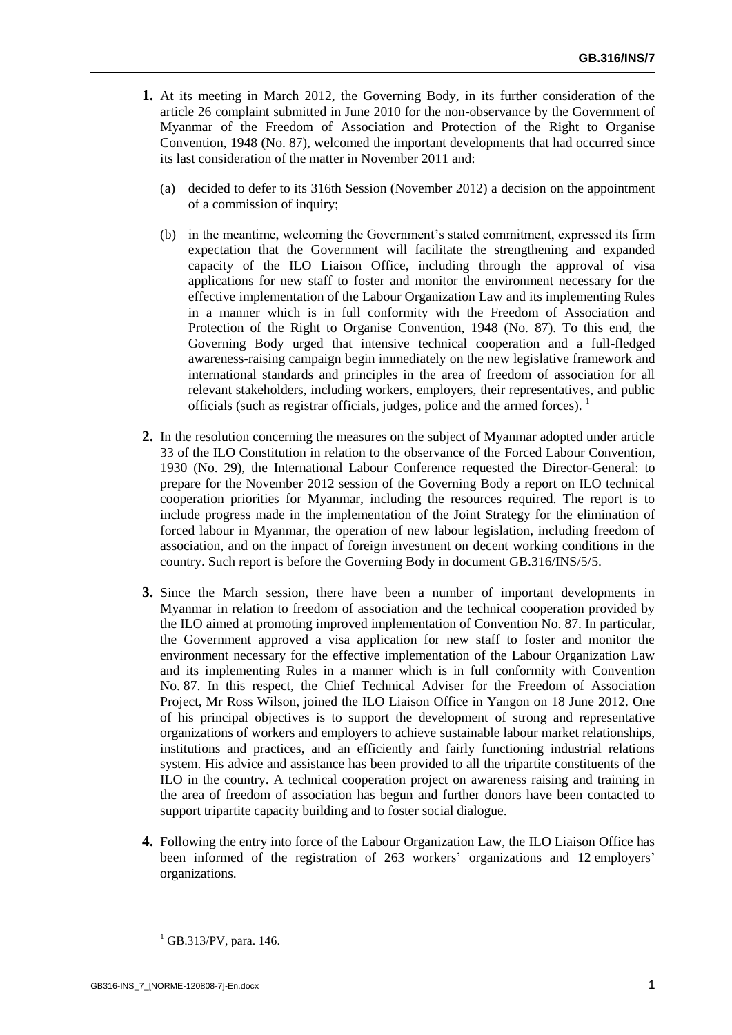**1.** At its meeting in March 2012, the Governing Body, in its further consideration of the article 26 complaint submitted in June 2010 for the non-observance by the Government of Myanmar of the Freedom of Association and Protection of the Right to Organise Convention, 1948 (No. 87), welcomed the important developments that had occurred since its last consideration of the matter in November 2011 and:

(a) decided to defer to its 316th Session (November 2012) a decision on the appointment of a commission of inquiry;

(b) in the meantime, welcoming the Government's stated commitment, expressed its firm expectation that the Government will facilitate the strengthening and expanded capacity of the ILO Liaison Office, including through the approval of visa applications for new staff to foster and monitor the environment necessary for the effective implementation of the Labour Organization Law and its implementing Rules in a manner which is in full conformity with the Freedom of Association and Protection of the Right to Organise Convention, 1948 (No. 87). To this end, the Governing Body urged that intensive technical cooperation and a full-fledged awareness-raising campaign begin immediately on the new legislative framework and international standards and principles in the area of freedom of association for all relevant stakeholders, including workers, employers, their representatives, and public officials (such as registrar officials, judges, police and the armed forces). [1]

**2.** In the resolution concerning the measures on the subject of Myanmar adopted under article 33 of the ILO Constitution in relation to the observance of the Forced Labour Convention, 1930 (No. 29), the International Labour Conference requested the Director-General: to prepare for the November 2012 session of the Governing Body a report on ILO technical cooperation priorities for Myanmar, including the resources required. The report is to include progress made in the implementation of the Joint Strategy for the elimination of forced labour in Myanmar, the operation of new labour legislation, including freedom of association, and on the impact of foreign investment on decent working conditions in the country. Such report is before the Governing Body in document GB.316/INS/5/5.

**3.** Since the March session, there have been a number of important developments in Myanmar in relation to freedom of association and the technical cooperation provided by the ILO aimed at promoting improved implementation of Convention No. 87. In particular, the Government approved a visa application for new staff to foster and monitor the environment necessary for the effective implementation of the Labour Organization Law and its implementing Rules in a manner which is in full conformity with Convention No. 87. In this respect, the Chief Technical Adviser for the Freedom of Association Project, Mr Ross Wilson, joined the ILO Liaison Office in Yangon on 18 June 2012. One of his principal objectives is to support the development of strong and representative organizations of workers and employers to achieve sustainable labour market relationships, institutions and practices, and an efficiently and fairly functioning industrial relations system. His advice and assistance has been provided to all the tripartite constituents of the ILO in the country. A technical cooperation project on awareness raising and training in the area of freedom of association has begun and further donors have been contacted to support tripartite capacity building and to foster social dialogue.

**4.** Following the entry into force of the Labour Organization Law, the ILO Liaison Office has been informed of the registration of 263 workers' organizations and 12 employers' organizations.

[1] GB.313/PV, para. 146.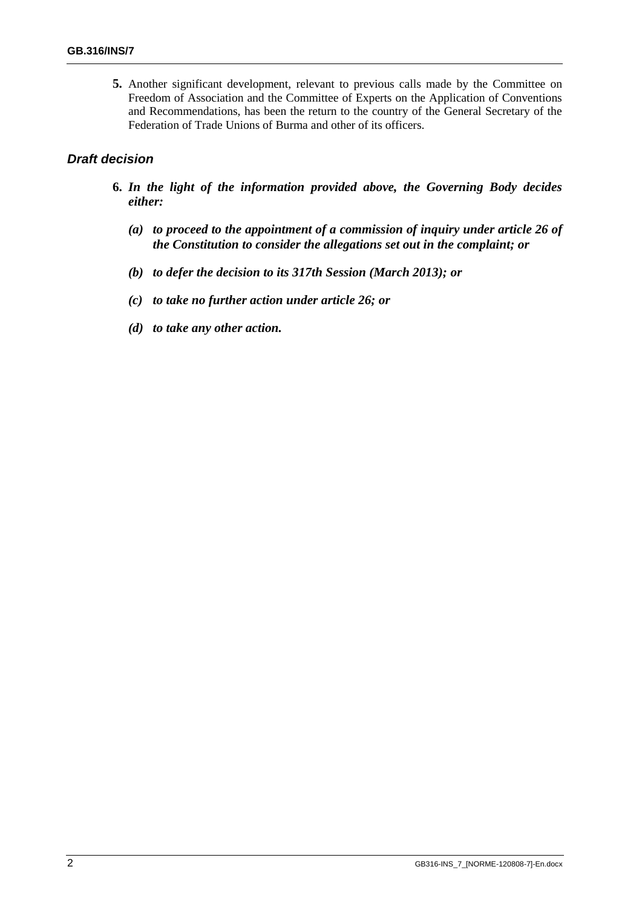**5.** Another significant development, relevant to previous calls made by the Committee on Freedom of Association and the Committee of Experts on the Application of Conventions and Recommendations, has been the return to the country of the General Secretary of the Federation of Trade Unions of Burma and other of its officers.

### *Draft decision*

**6.** ***In the light of the information provided above, the Governing Body decides either:***

***(a) to proceed to the appointment of a commission of inquiry under article 26 of the Constitution to consider the allegations set out in the complaint; or***

***(b) to defer the decision to its 317th Session (March 2013); or***

***(c) to take no further action under article 26; or***

***(d) to take any other action.***